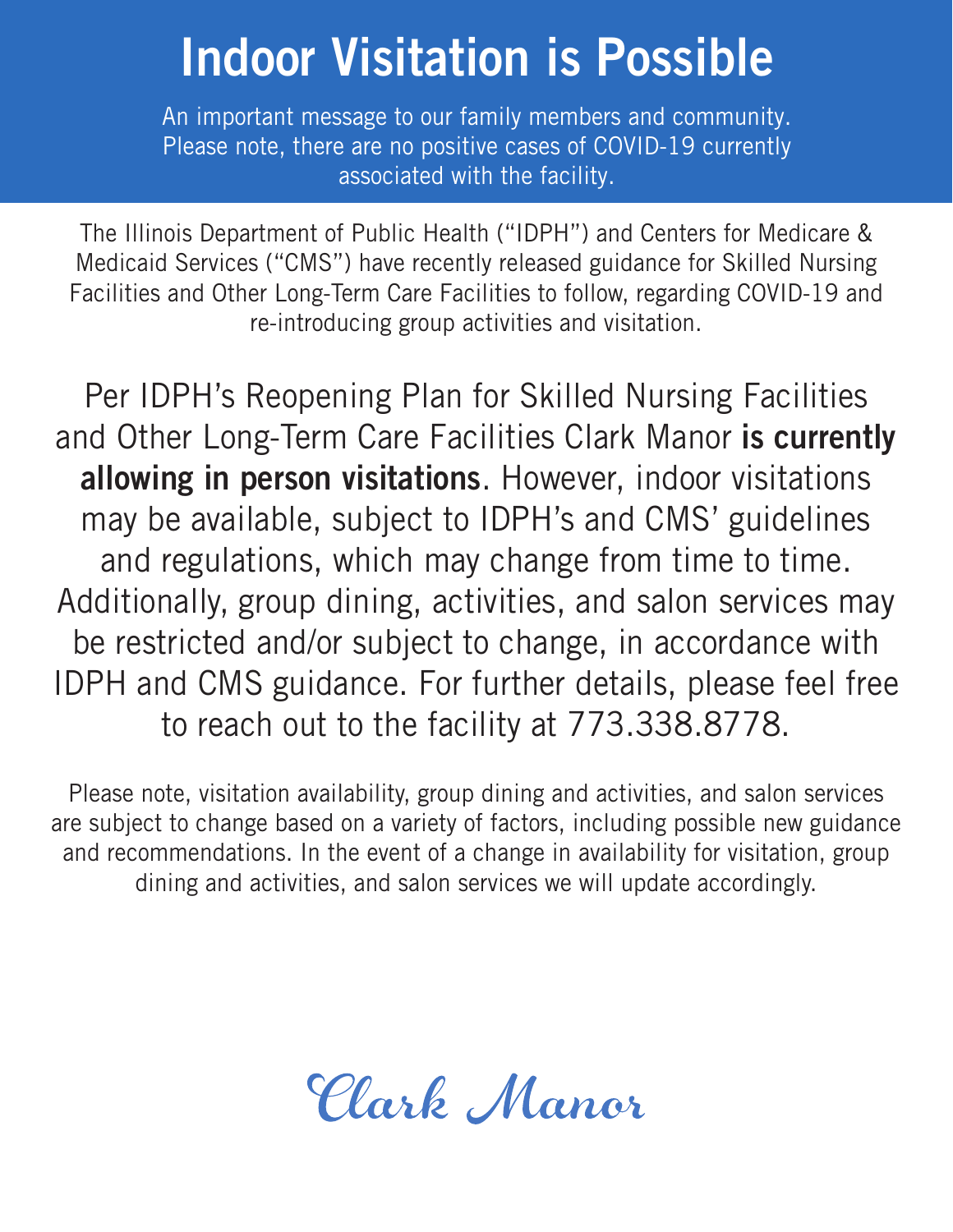# Indoor Visitation is Possible

An important message to our family members and community. Please note, there are no positive cases of COVID-19 currently associated with the facility.

The Illinois Department of Public Health ("IDPH") and Centers for Medicare & Medicaid Services ("CMS") have recently released guidance for Skilled Nursing Facilities and Other Long-Term Care Facilities to follow, regarding COVID-19 and re-introducing group activities and visitation.

Per IDPH's Reopening Plan for Skilled Nursing Facilities and Other Long-Term Care Facilities Clark Manor **is currently allowing in person visitations**. However, indoor visitations may be available, subject to IDPH's and CMS' guidelines and regulations, which may change from time to time. Additionally, group dining, activities, and salon services may be restricted and/or subject to change, in accordance with IDPH and CMS guidance. For further details, please feel free to reach out to the facility at 773.338.8778.

Please note, visitation availability, group dining and activities, and salon services are subject to change based on a variety of factors, including possible new guidance and recommendations. In the event of a change in availability for visitation, group dining and activities, and salon services we will update accordingly.

Clark Manor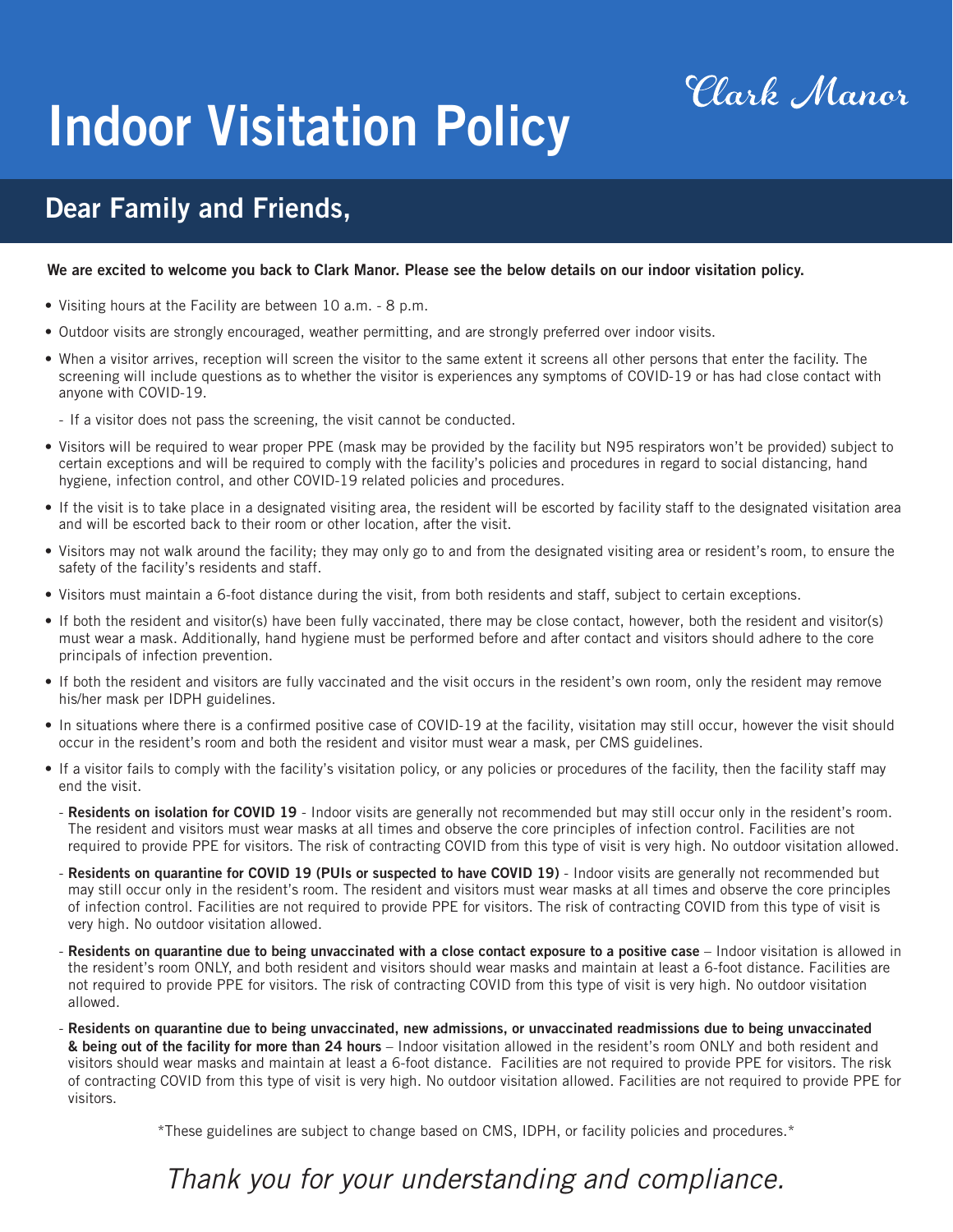Clark Manor

# Indoor Visitation Policy

## Dear Family and Friends,

**We are excited to welcome you back to Clark Manor. Please see the below details on our indoor visitation policy.**

- Visiting hours at the Facility are between 10 a.m. - 8 p.m.
- Outdoor visits are strongly encouraged, weather permitting, and are strongly preferred over indoor visits.
- When a visitor arrives, reception will screen the visitor to the same extent it screens all other persons that enter the facility. The screening will include questions as to whether the visitor is experiences any symptoms of COVID-19 or has had close contact with anyone with COVID-19.
  - If a visitor does not pass the screening, the visit cannot be conducted.
- Visitors will be required to wear proper PPE (mask may be provided by the facility but N95 respirators won't be provided) subject to certain exceptions and will be required to comply with the facility's policies and procedures in regard to social distancing, hand hygiene, infection control, and other COVID-19 related policies and procedures.
- If the visit is to take place in a designated visiting area, the resident will be escorted by facility staff to the designated visitation area and will be escorted back to their room or other location, after the visit.
- Visitors may not walk around the facility; they may only go to and from the designated visiting area or resident's room, to ensure the safety of the facility's residents and staff.
- Visitors must maintain a 6-foot distance during the visit, from both residents and staff, subject to certain exceptions.
- If both the resident and visitor(s) have been fully vaccinated, there may be close contact, however, both the resident and visitor(s) must wear a mask. Additionally, hand hygiene must be performed before and after contact and visitors should adhere to the core principals of infection prevention.
- If both the resident and visitors are fully vaccinated and the visit occurs in the resident's own room, only the resident may remove his/her mask per IDPH guidelines.
- In situations where there is a confirmed positive case of COVID-19 at the facility, visitation may still occur, however the visit should occur in the resident's room and both the resident and visitor must wear a mask, per CMS guidelines.
- If a visitor fails to comply with the facility's visitation policy, or any policies or procedures of the facility, then the facility staff may end the visit.
  - **Residents on isolation for COVID 19** - Indoor visits are generally not recommended but may still occur only in the resident's room. The resident and visitors must wear masks at all times and observe the core principles of infection control. Facilities are not required to provide PPE for visitors. The risk of contracting COVID from this type of visit is very high. No outdoor visitation allowed.
  - **Residents on quarantine for COVID 19 (PUIs or suspected to have COVID 19)** - Indoor visits are generally not recommended but may still occur only in the resident's room. The resident and visitors must wear masks at all times and observe the core principles of infection control. Facilities are not required to provide PPE for visitors. The risk of contracting COVID from this type of visit is very high. No outdoor visitation allowed.
  - **Residents on quarantine due to being unvaccinated with a close contact exposure to a positive case** – Indoor visitation is allowed in the resident's room ONLY, and both resident and visitors should wear masks and maintain at least a 6-foot distance. Facilities are not required to provide PPE for visitors. The risk of contracting COVID from this type of visit is very high. No outdoor visitation allowed.
  - **Residents on quarantine due to being unvaccinated, new admissions, or unvaccinated readmissions due to being unvaccinated & being out of the facility for more than 24 hours** – Indoor visitation allowed in the resident's room ONLY and both resident and visitors should wear masks and maintain at least a 6-foot distance. Facilities are not required to provide PPE for visitors. The risk of contracting COVID from this type of visit is very high. No outdoor visitation allowed. Facilities are not required to provide PPE for visitors.

*These guidelines are subject to change based on CMS, IDPH, or facility policies and procedures.*

*Thank you for your understanding and compliance.*